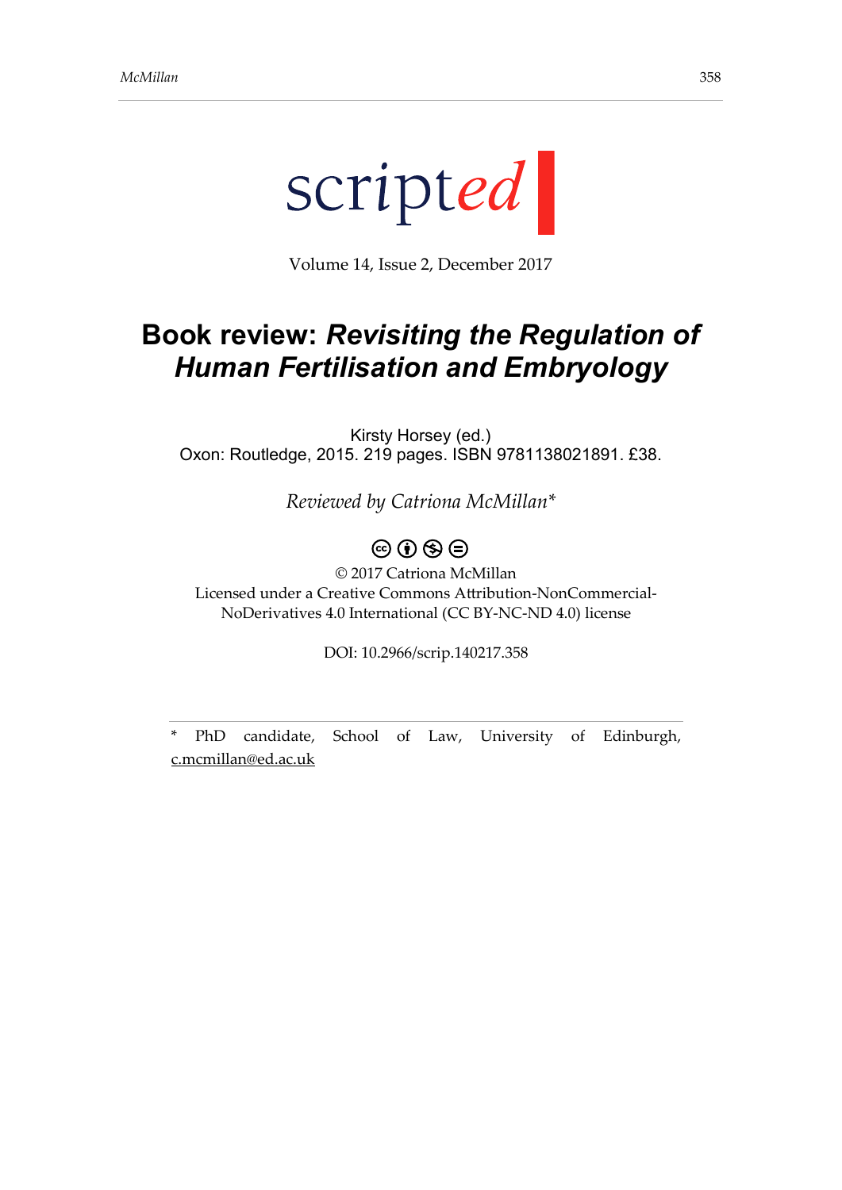scripted

Volume 14, Issue 2, December 2017

# Book review: *Revisiting the Regulation of Human Fertilisation and Embryology*

Kirsty Horsey (ed.)
Oxon: Routledge, 2015. 219 pages. ISBN 9781138021891. £38.

*Reviewed by Catriona McMillan**

© 2017 Catriona McMillan
Licensed under a Creative Commons Attribution-NonCommercial-NoDerivatives 4.0 International (CC BY-NC-ND 4.0) license

DOI: 10.2966/scrip.140217.358

\* PhD candidate, School of Law, University of Edinburgh, c.mcmillan@ed.ac.uk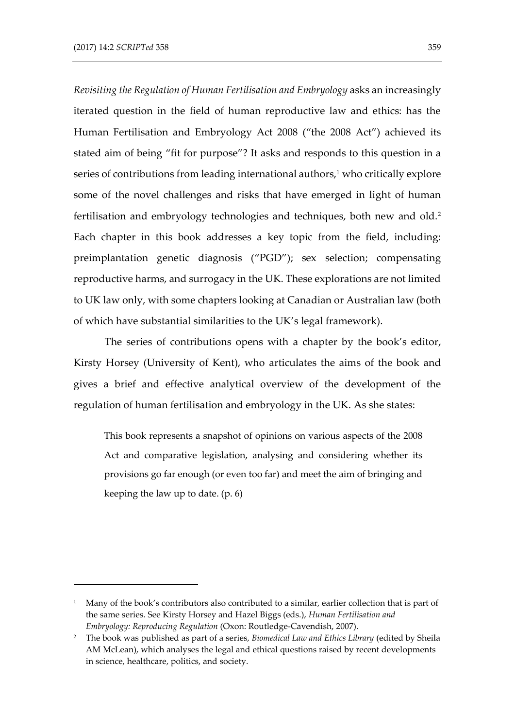*Revisiting the Regulation of Human Fertilisation and Embryology* asks an increasingly iterated question in the field of human reproductive law and ethics: has the Human Fertilisation and Embryology Act 2008 ("the 2008 Act") achieved its stated aim of being "fit for purpose"? It asks and responds to this question in a series of contributions from leading international authors,[1] who critically explore some of the novel challenges and risks that have emerged in light of human fertilisation and embryology technologies and techniques, both new and old.[2] Each chapter in this book addresses a key topic from the field, including: preimplantation genetic diagnosis ("PGD"); sex selection; compensating reproductive harms, and surrogacy in the UK. These explorations are not limited to UK law only, with some chapters looking at Canadian or Australian law (both of which have substantial similarities to the UK's legal framework).

The series of contributions opens with a chapter by the book's editor, Kirsty Horsey (University of Kent), who articulates the aims of the book and gives a brief and effective analytical overview of the development of the regulation of human fertilisation and embryology in the UK. As she states:

> This book represents a snapshot of opinions on various aspects of the 2008 Act and comparative legislation, analysing and considering whether its provisions go far enough (or even too far) and meet the aim of bringing and keeping the law up to date. (p. 6)

---

[1] Many of the book's contributors also contributed to a similar, earlier collection that is part of the same series. See Kirsty Horsey and Hazel Biggs (eds.), *Human Fertilisation and Embryology: Reproducing Regulation* (Oxon: Routledge-Cavendish, 2007).

[2] The book was published as part of a series, *Biomedical Law and Ethics Library* (edited by Sheila AM McLean), which analyses the legal and ethical questions raised by recent developments in science, healthcare, politics, and society.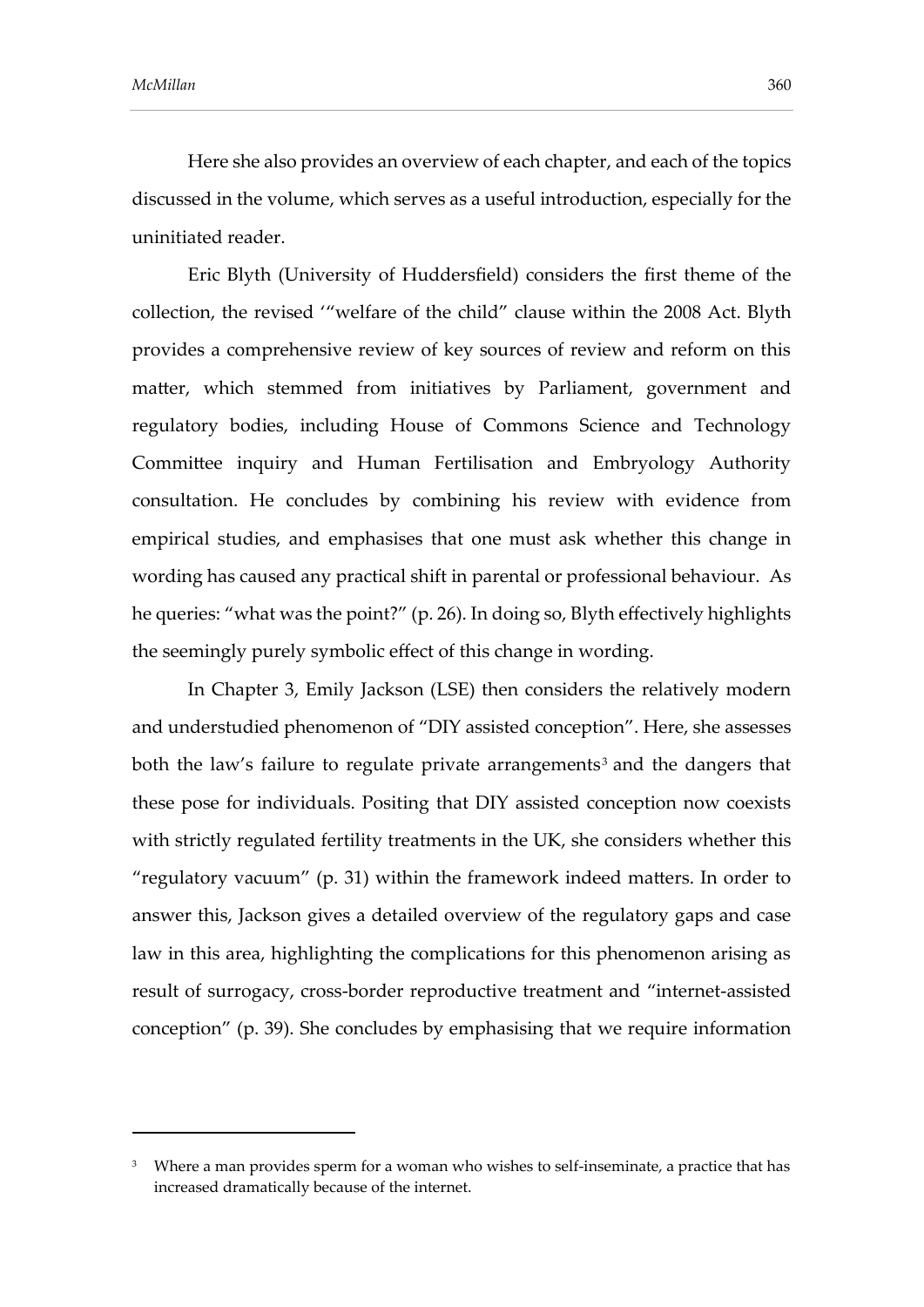Here she also provides an overview of each chapter, and each of the topics discussed in the volume, which serves as a useful introduction, especially for the uninitiated reader.

Eric Blyth (University of Huddersfield) considers the first theme of the collection, the revised '"welfare of the child" clause within the 2008 Act. Blyth provides a comprehensive review of key sources of review and reform on this matter, which stemmed from initiatives by Parliament, government and regulatory bodies, including House of Commons Science and Technology Committee inquiry and Human Fertilisation and Embryology Authority consultation. He concludes by combining his review with evidence from empirical studies, and emphasises that one must ask whether this change in wording has caused any practical shift in parental or professional behaviour. As he queries: "what was the point?" (p. 26). In doing so, Blyth effectively highlights the seemingly purely symbolic effect of this change in wording.

In Chapter 3, Emily Jackson (LSE) then considers the relatively modern and understudied phenomenon of "DIY assisted conception". Here, she assesses both the law's failure to regulate private arrangements[3] and the dangers that these pose for individuals. Positing that DIY assisted conception now coexists with strictly regulated fertility treatments in the UK, she considers whether this "regulatory vacuum" (p. 31) within the framework indeed matters. In order to answer this, Jackson gives a detailed overview of the regulatory gaps and case law in this area, highlighting the complications for this phenomenon arising as result of surrogacy, cross-border reproductive treatment and "internet-assisted conception" (p. 39). She concludes by emphasising that we require information

[3] Where a man provides sperm for a woman who wishes to self-inseminate, a practice that has increased dramatically because of the internet.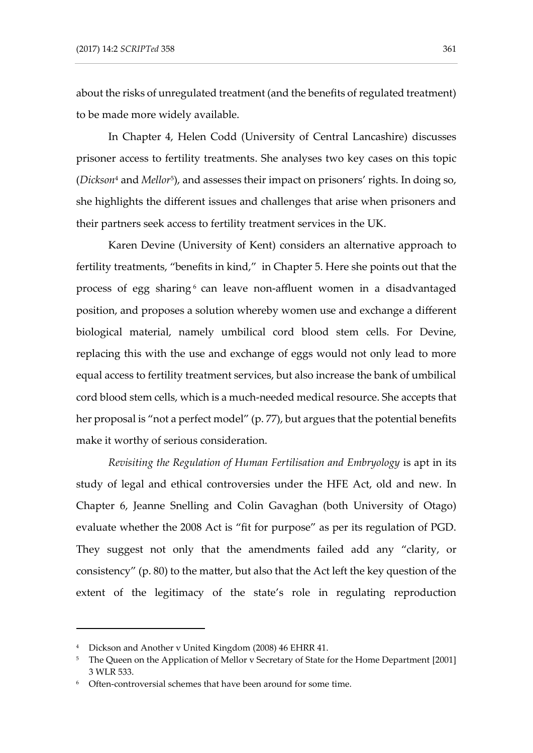about the risks of unregulated treatment (and the benefits of regulated treatment) to be made more widely available.

In Chapter 4, Helen Codd (University of Central Lancashire) discusses prisoner access to fertility treatments. She analyses two key cases on this topic (*Dickson*[4] and *Mellor*[5]), and assesses their impact on prisoners' rights. In doing so, she highlights the different issues and challenges that arise when prisoners and their partners seek access to fertility treatment services in the UK.

Karen Devine (University of Kent) considers an alternative approach to fertility treatments, "benefits in kind," in Chapter 5. Here she points out that the process of egg sharing[6] can leave non-affluent women in a disadvantaged position, and proposes a solution whereby women use and exchange a different biological material, namely umbilical cord blood stem cells. For Devine, replacing this with the use and exchange of eggs would not only lead to more equal access to fertility treatment services, but also increase the bank of umbilical cord blood stem cells, which is a much-needed medical resource. She accepts that her proposal is "not a perfect model" (p. 77), but argues that the potential benefits make it worthy of serious consideration.

*Revisiting the Regulation of Human Fertilisation and Embryology* is apt in its study of legal and ethical controversies under the HFE Act, old and new. In Chapter 6, Jeanne Snelling and Colin Gavaghan (both University of Otago) evaluate whether the 2008 Act is "fit for purpose" as per its regulation of PGD. They suggest not only that the amendments failed add any "clarity, or consistency" (p. 80) to the matter, but also that the Act left the key question of the extent of the legitimacy of the state's role in regulating reproduction

---

[4] Dickson and Another v United Kingdom (2008) 46 EHRR 41.

[5] The Queen on the Application of Mellor v Secretary of State for the Home Department [2001] 3 WLR 533.

[6] Often-controversial schemes that have been around for some time.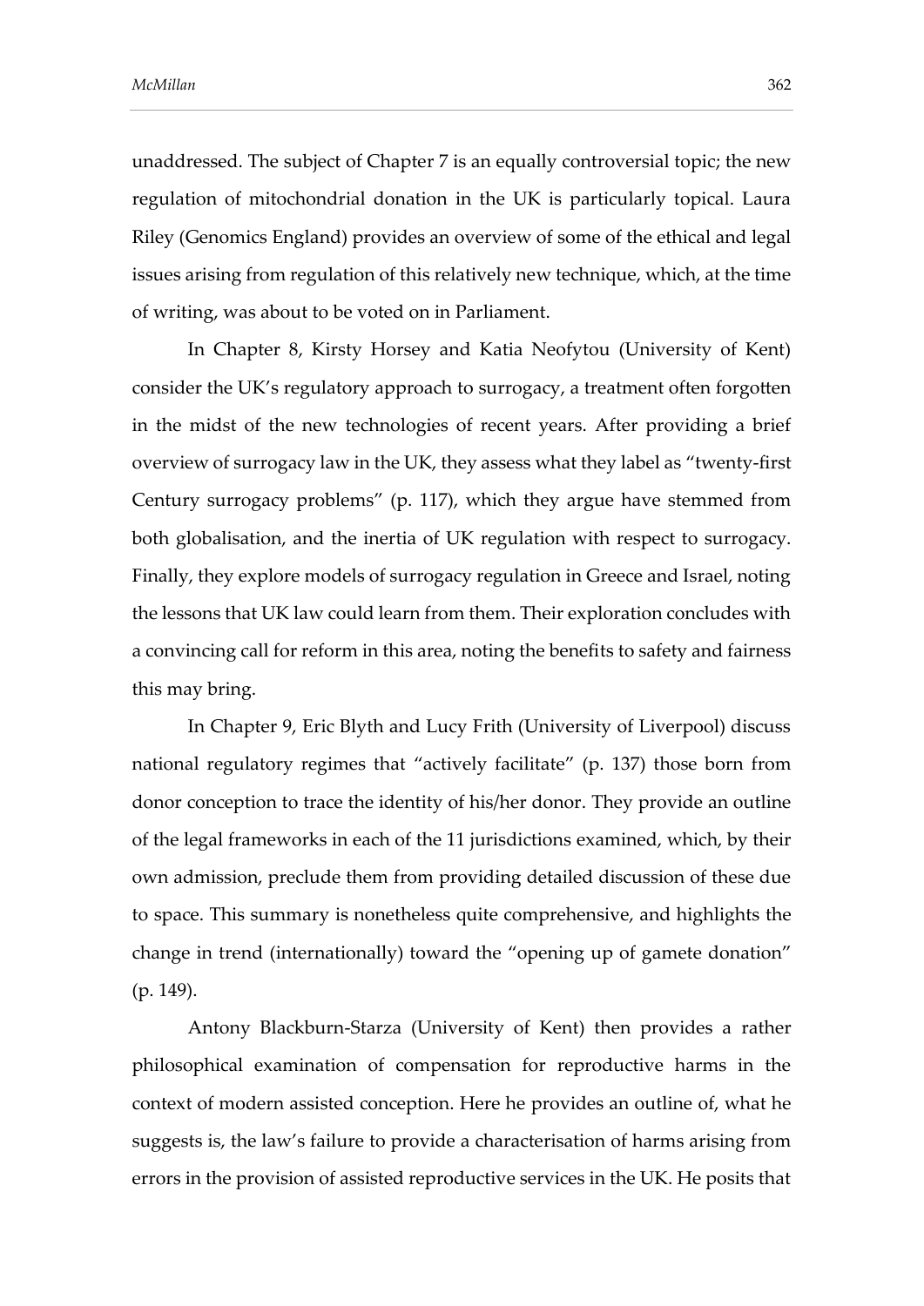unaddressed. The subject of Chapter 7 is an equally controversial topic; the new regulation of mitochondrial donation in the UK is particularly topical. Laura Riley (Genomics England) provides an overview of some of the ethical and legal issues arising from regulation of this relatively new technique, which, at the time of writing, was about to be voted on in Parliament.

In Chapter 8, Kirsty Horsey and Katia Neofytou (University of Kent) consider the UK's regulatory approach to surrogacy, a treatment often forgotten in the midst of the new technologies of recent years. After providing a brief overview of surrogacy law in the UK, they assess what they label as "twenty-first Century surrogacy problems" (p. 117), which they argue have stemmed from both globalisation, and the inertia of UK regulation with respect to surrogacy. Finally, they explore models of surrogacy regulation in Greece and Israel, noting the lessons that UK law could learn from them. Their exploration concludes with a convincing call for reform in this area, noting the benefits to safety and fairness this may bring.

In Chapter 9, Eric Blyth and Lucy Frith (University of Liverpool) discuss national regulatory regimes that "actively facilitate" (p. 137) those born from donor conception to trace the identity of his/her donor. They provide an outline of the legal frameworks in each of the 11 jurisdictions examined, which, by their own admission, preclude them from providing detailed discussion of these due to space. This summary is nonetheless quite comprehensive, and highlights the change in trend (internationally) toward the "opening up of gamete donation" (p. 149).

Antony Blackburn-Starza (University of Kent) then provides a rather philosophical examination of compensation for reproductive harms in the context of modern assisted conception. Here he provides an outline of, what he suggests is, the law's failure to provide a characterisation of harms arising from errors in the provision of assisted reproductive services in the UK. He posits that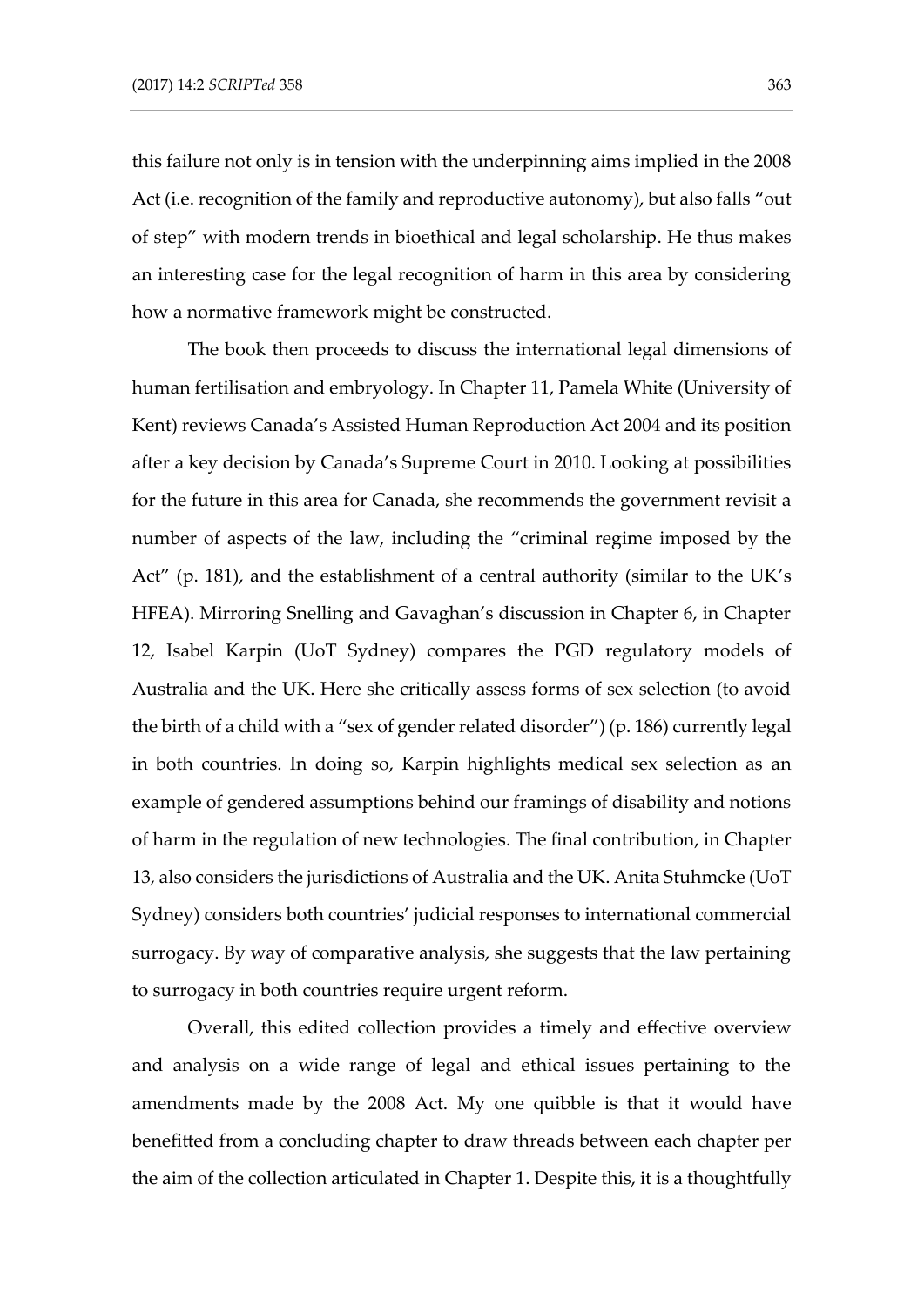this failure not only is in tension with the underpinning aims implied in the 2008 Act (i.e. recognition of the family and reproductive autonomy), but also falls "out of step" with modern trends in bioethical and legal scholarship. He thus makes an interesting case for the legal recognition of harm in this area by considering how a normative framework might be constructed.

The book then proceeds to discuss the international legal dimensions of human fertilisation and embryology. In Chapter 11, Pamela White (University of Kent) reviews Canada's Assisted Human Reproduction Act 2004 and its position after a key decision by Canada's Supreme Court in 2010. Looking at possibilities for the future in this area for Canada, she recommends the government revisit a number of aspects of the law, including the "criminal regime imposed by the Act" (p. 181), and the establishment of a central authority (similar to the UK's HFEA). Mirroring Snelling and Gavaghan's discussion in Chapter 6, in Chapter 12, Isabel Karpin (UoT Sydney) compares the PGD regulatory models of Australia and the UK. Here she critically assess forms of sex selection (to avoid the birth of a child with a "sex of gender related disorder") (p. 186) currently legal in both countries. In doing so, Karpin highlights medical sex selection as an example of gendered assumptions behind our framings of disability and notions of harm in the regulation of new technologies. The final contribution, in Chapter 13, also considers the jurisdictions of Australia and the UK. Anita Stuhmcke (UoT Sydney) considers both countries' judicial responses to international commercial surrogacy. By way of comparative analysis, she suggests that the law pertaining to surrogacy in both countries require urgent reform.

Overall, this edited collection provides a timely and effective overview and analysis on a wide range of legal and ethical issues pertaining to the amendments made by the 2008 Act. My one quibble is that it would have benefitted from a concluding chapter to draw threads between each chapter per the aim of the collection articulated in Chapter 1. Despite this, it is a thoughtfully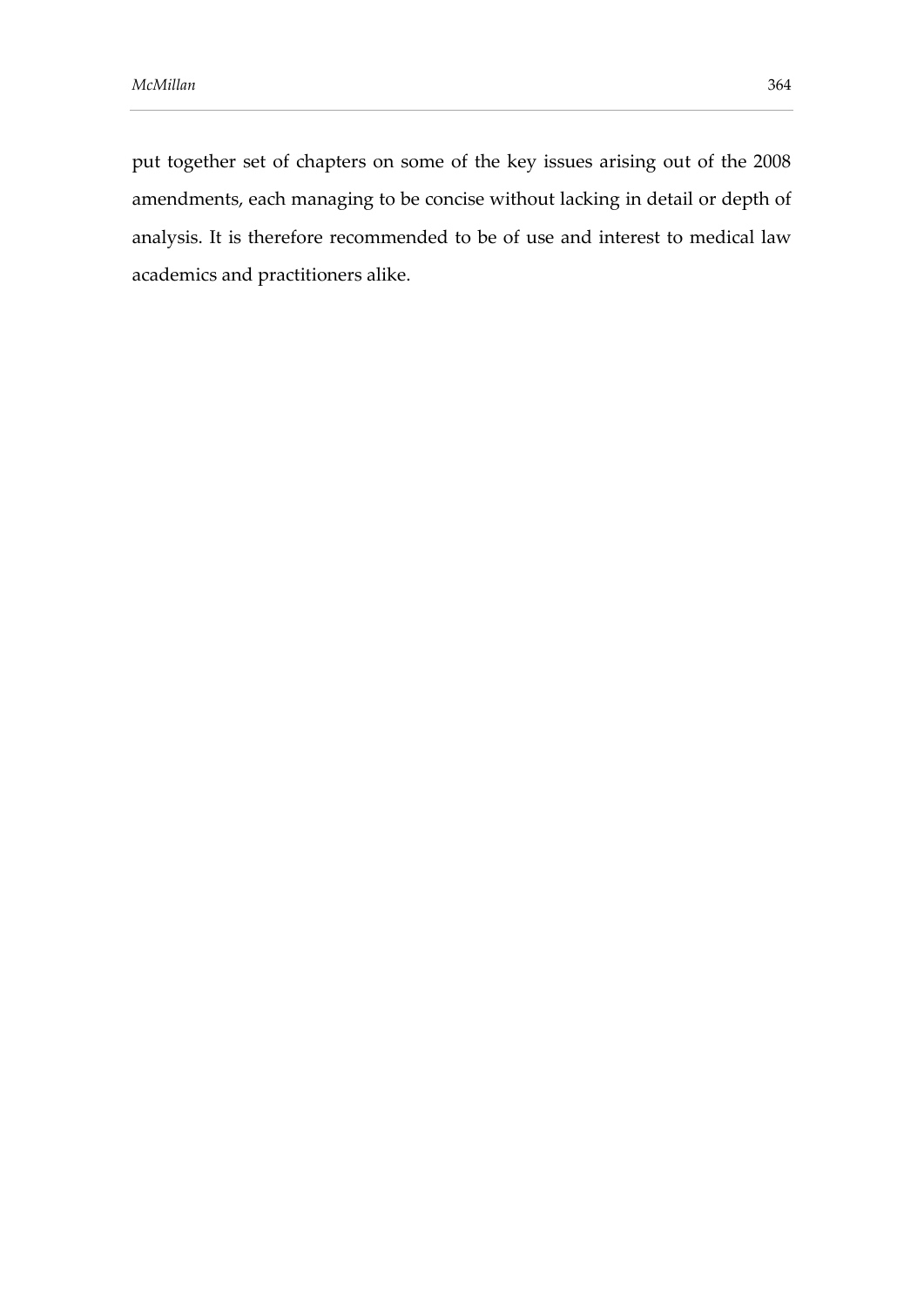put together set of chapters on some of the key issues arising out of the 2008 amendments, each managing to be concise without lacking in detail or depth of analysis. It is therefore recommended to be of use and interest to medical law academics and practitioners alike.